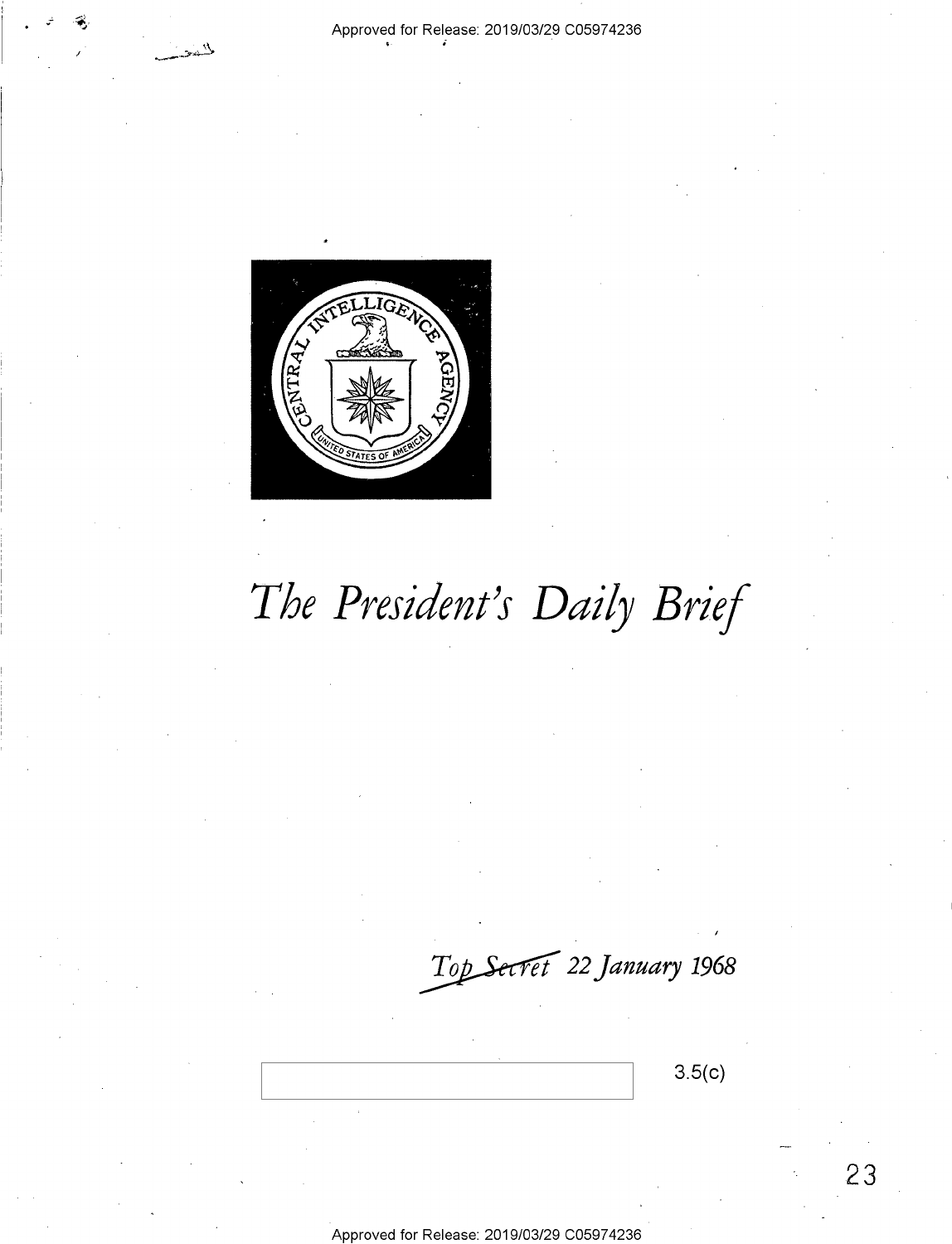# *The President's Daily Brief*

*~~Top Secret~~ 22 January 1968*

3.5(c)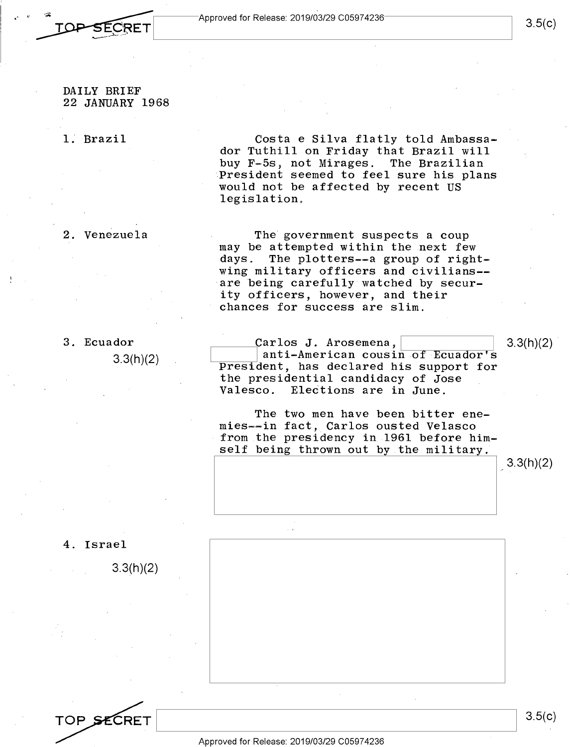DAILY BRIEF
22 JANUARY 1968

1. Brazil

Costa e Silva flatly told Ambassador Tuthill on Friday that Brazil will buy F-5s, not Mirages. The Brazilian President seemed to feel sure his plans would not be affected by recent US legislation.

2. Venezuela

The government suspects a coup may be attempted within the next few days. The plotters--a group of right-wing military officers and civilians--are being carefully watched by security officers, however, and their chances for success are slim.

3. Ecuador

3.3(h)(2)

Carlos J. Arosemena, [redacted] 3.3(h)(2) [redacted] anti-American cousin of Ecuador's President, has declared his support for the presidential candidacy of Jose Valesco. Elections are in June.

The two men have been bitter enemies--in fact, Carlos ousted Velasco from the presidency in 1961 before himself being thrown out by the military.

[redacted] 3.3(h)(2)

4. Israel

3.3(h)(2)

[redacted]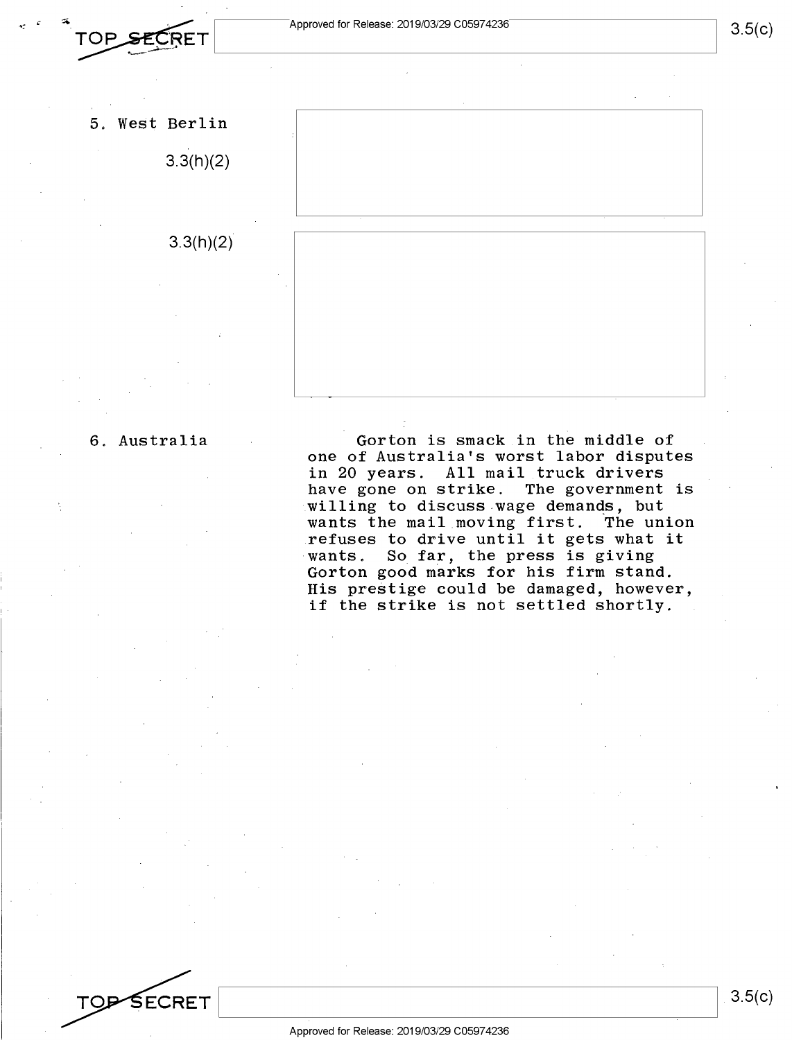5. West Berlin

3.3(h)(2)

3.3(h)(2)

6. Australia

Gorton is smack in the middle of one of Australia's worst labor disputes in 20 years. All mail truck drivers have gone on strike. The government is willing to discuss wage demands, but wants the mail moving first. The union refuses to drive until it gets what it wants. So far, the press is giving Gorton good marks for his firm stand. His prestige could be damaged, however, if the strike is not settled shortly.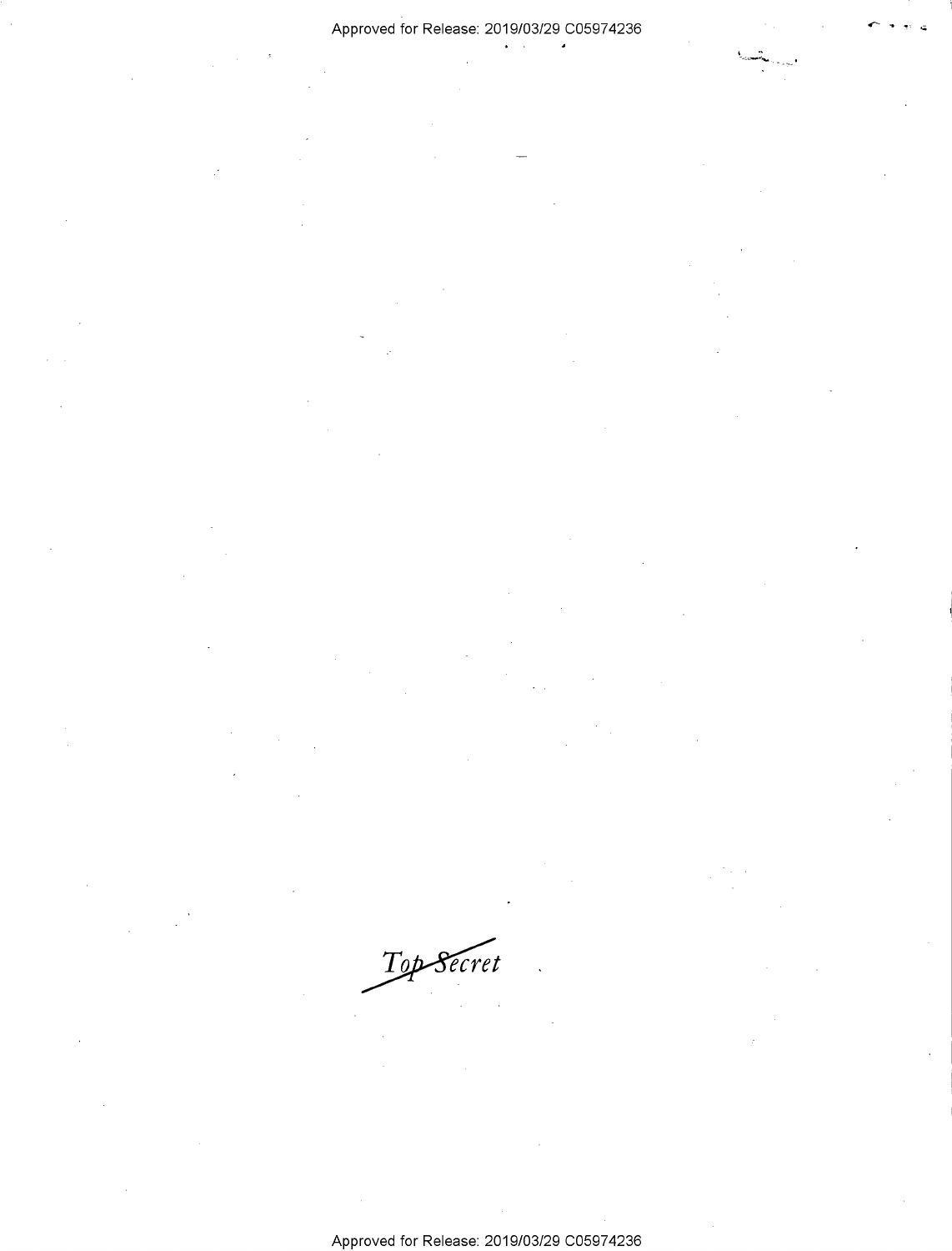~~Top Secret~~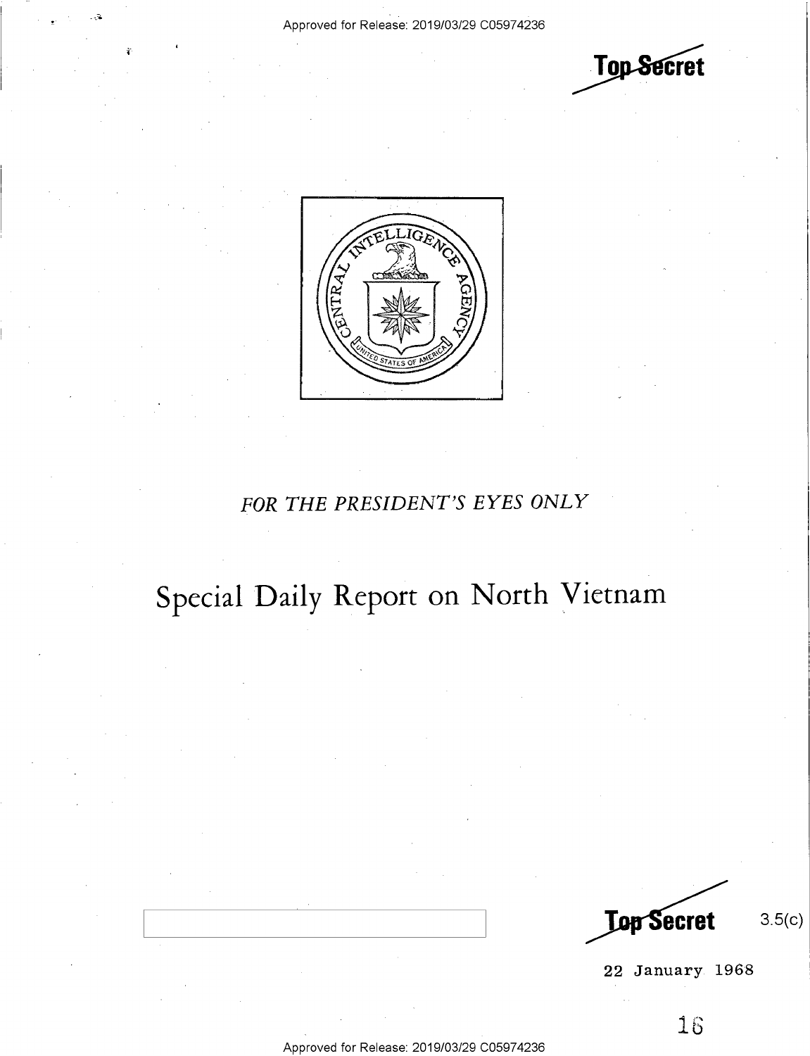Top Secret

FOR THE PRESIDENT'S EYES ONLY

# Special Daily Report on North Vietnam

Top Secret

3.5(c)

22 January 1968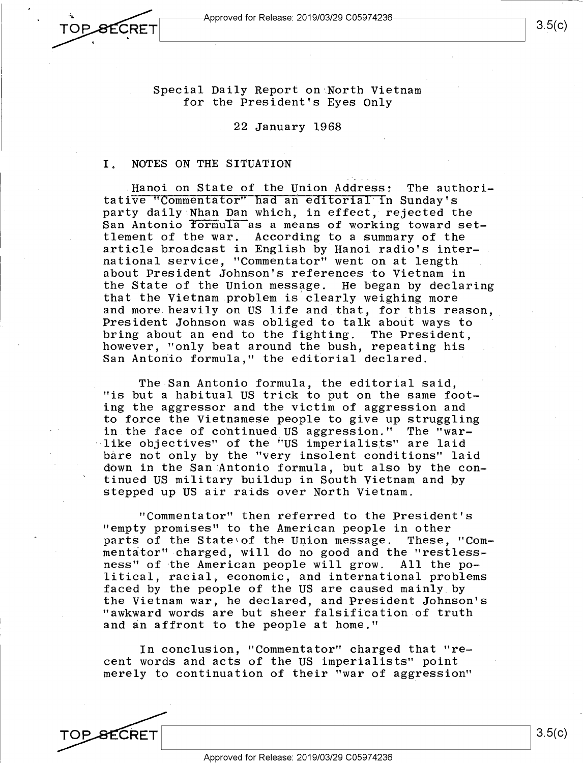Special Daily Report on North Vietnam
for the President's Eyes Only

22 January 1968

## I. NOTES ON THE SITUATION

Hanoi on State of the Union Address: The authoritative "Commentator" had an editorial in Sunday's party daily Nhan Dan which, in effect, rejected the San Antonio formula as a means of working toward settlement of the war. According to a summary of the article broadcast in English by Hanoi radio's international service, "Commentator" went on at length about President Johnson's references to Vietnam in the State of the Union message. He began by declaring that the Vietnam problem is clearly weighing more and more heavily on US life and that, for this reason, President Johnson was obliged to talk about ways to bring about an end to the fighting. The President, however, "only beat around the bush, repeating his San Antonio formula," the editorial declared.

The San Antonio formula, the editorial said, "is but a habitual US trick to put on the same footing the aggressor and the victim of aggression and to force the Vietnamese people to give up struggling in the face of continued US aggression." The "warlike objectives" of the "US imperialists" are laid bare not only by the "very insolent conditions" laid down in the San Antonio formula, but also by the continued US military buildup in South Vietnam and by stepped up US air raids over North Vietnam.

"Commentator" then referred to the President's "empty promises" to the American people in other parts of the State of the Union message. These, "Commentator" charged, will do no good and the "restlessness" of the American people will grow. All the political, racial, economic, and international problems faced by the people of the US are caused mainly by the Vietnam war, he declared, and President Johnson's "awkward words are but sheer falsification of truth and an affront to the people at home."

In conclusion, "Commentator" charged that "recent words and acts of the US imperialists" point merely to continuation of their "war of aggression"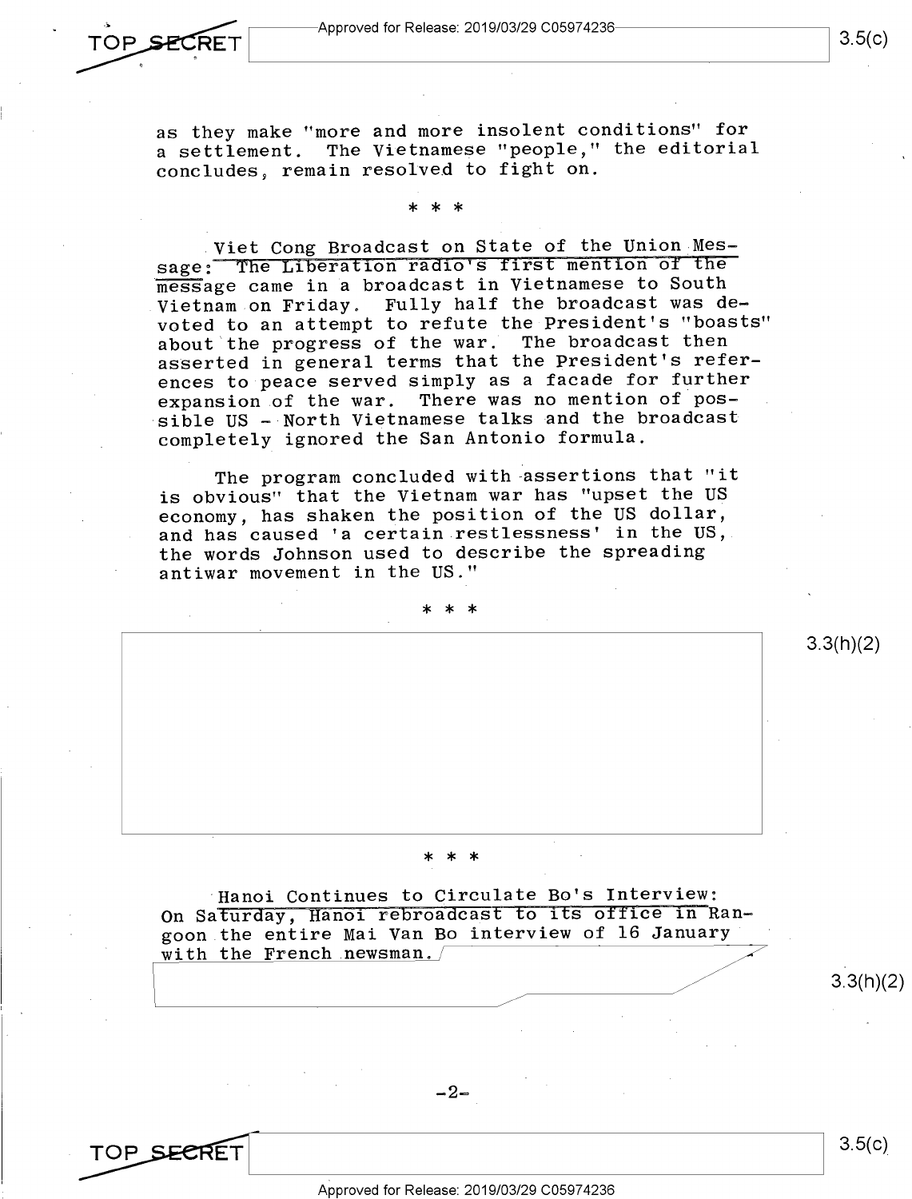as they make "more and more insolent conditions" for a settlement. The Vietnamese "people," the editorial concludes, remain resolved to fight on.

* * *

Viet Cong Broadcast on State of the Union Message: The Liberation radio's first mention of the message came in a broadcast in Vietnamese to South Vietnam on Friday. Fully half the broadcast was devoted to an attempt to refute the President's "boasts" about the progress of the war. The broadcast then asserted in general terms that the President's references to peace served simply as a facade for further expansion of the war. There was no mention of possible US - North Vietnamese talks and the broadcast completely ignored the San Antonio formula.

The program concluded with assertions that "it is obvious" that the Vietnam war has "upset the US economy, has shaken the position of the US dollar, and has caused 'a certain restlessness' in the US, the words Johnson used to describe the spreading antiwar movement in the US."

* * *

3.3(h)(2)

* * *

Hanoi Continues to Circulate Bo's Interview: On Saturday, Hanoi rebroadcast to its office in Rangoon the entire Mai Van Bo interview of 16 January with the French newsman.

3.3(h)(2)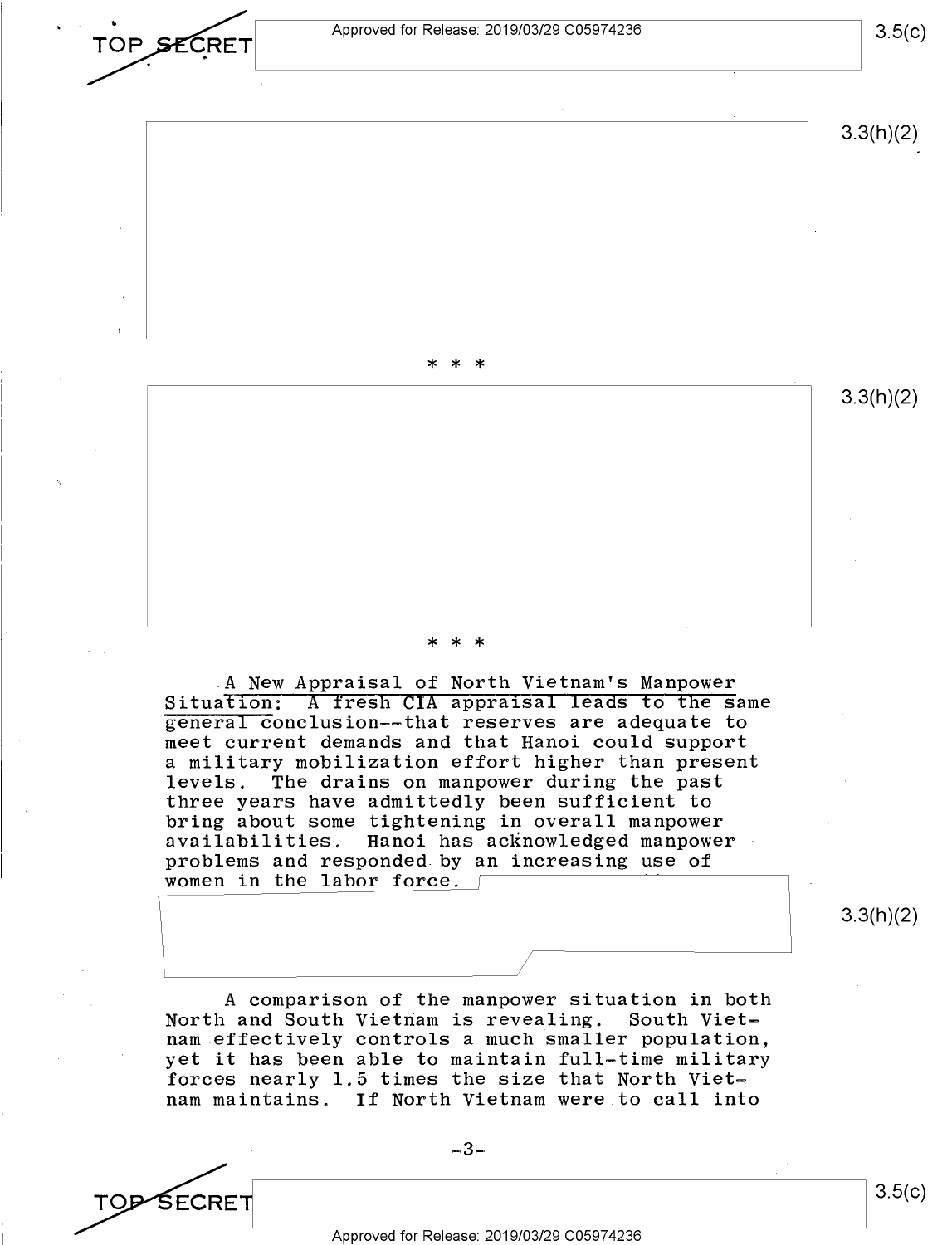\* \* \*

\* \* \*

A New Appraisal of North Vietnam's Manpower Situation: A fresh CIA appraisal leads to the same general conclusion--that reserves are adequate to meet current demands and that Hanoi could support a military mobilization effort higher than present levels. The drains on manpower during the past three years have admittedly been sufficient to bring about some tightening in overall manpower availabilities. Hanoi has acknowledged manpower problems and responded by an increasing use of women in the labor force.

A comparison of the manpower situation in both North and South Vietnam is revealing. South Vietnam effectively controls a much smaller population, yet it has been able to maintain full-time military forces nearly 1.5 times the size that North Vietnam maintains. If North Vietnam were to call into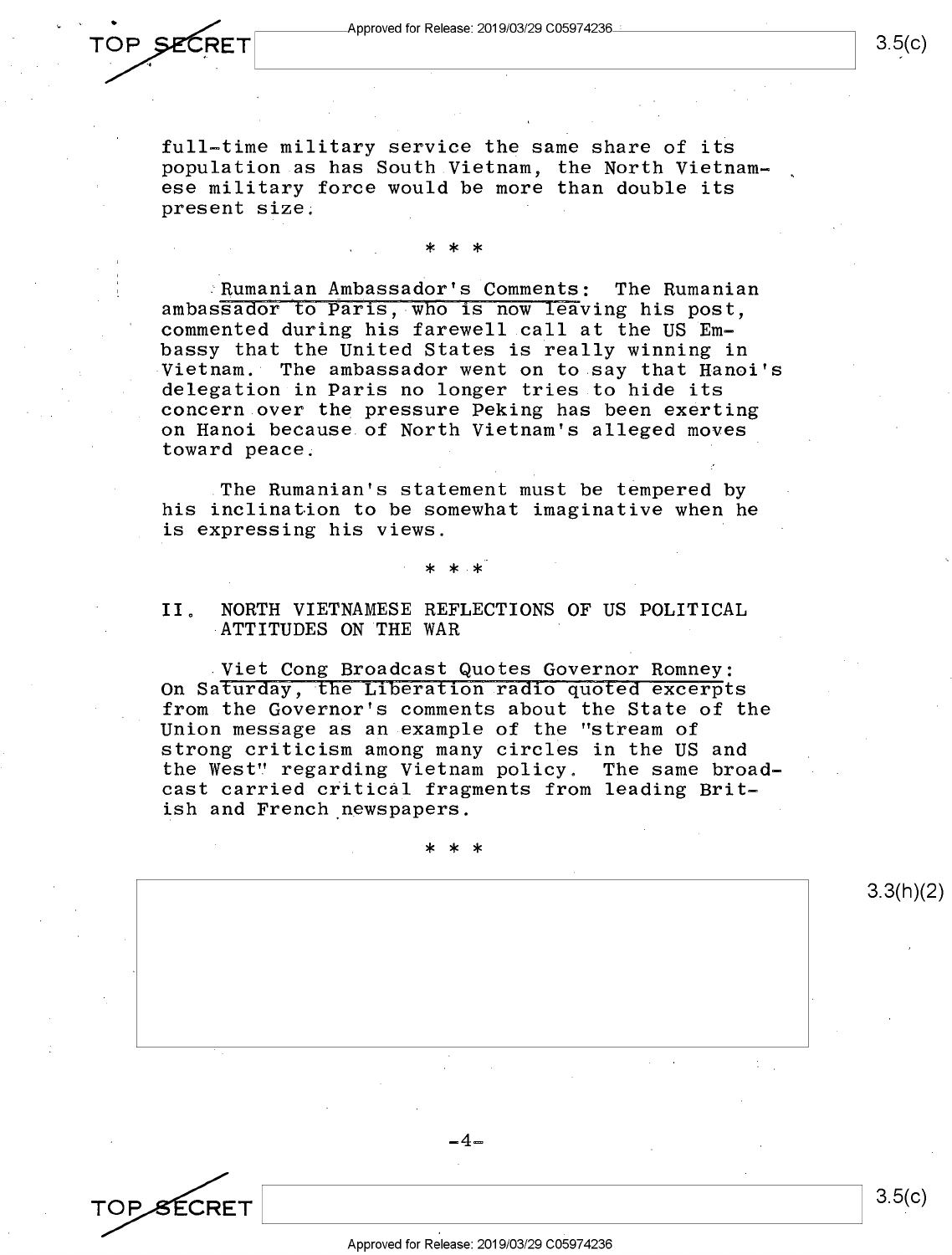full-time military service the same share of its population as has South Vietnam, the North Vietnamese military force would be more than double its present size.

\* \* \*

Rumanian Ambassador's Comments: The Rumanian ambassador to Paris, who is now leaving his post, commented during his farewell call at the US Embassy that the United States is really winning in Vietnam. The ambassador went on to say that Hanoi's delegation in Paris no longer tries to hide its concern over the pressure Peking has been exerting on Hanoi because of North Vietnam's alleged moves toward peace.

The Rumanian's statement must be tempered by his inclination to be somewhat imaginative when he is expressing his views.

\* \* \*

## II. NORTH VIETNAMESE REFLECTIONS OF US POLITICAL ATTITUDES ON THE WAR

Viet Cong Broadcast Quotes Governor Romney: On Saturday, the Liberation radio quoted excerpts from the Governor's comments about the State of the Union message as an example of the "stream of strong criticism among many circles in the US and the West" regarding Vietnam policy. The same broadcast carried critical fragments from leading British and French newspapers.

\* \* \*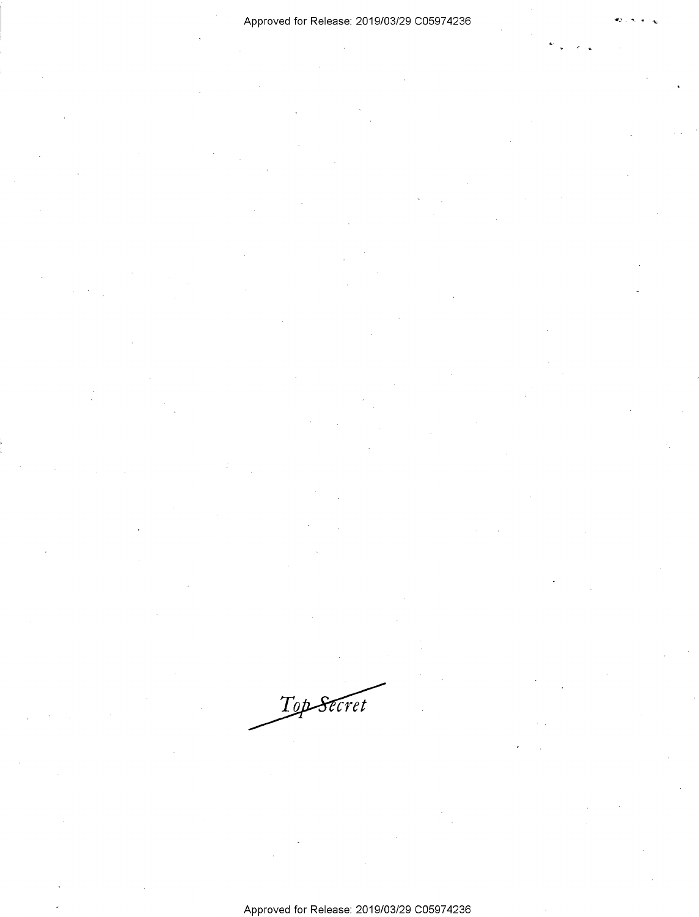~~*Top Secret*~~